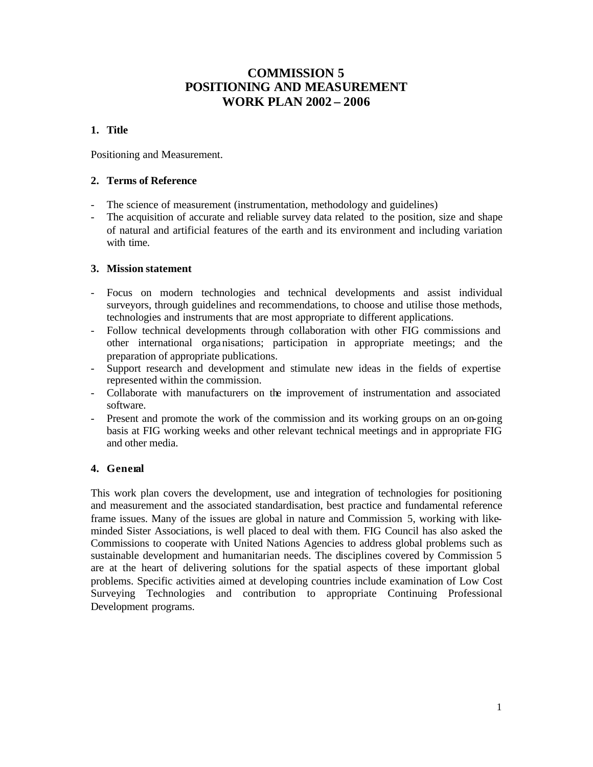# COMMISSION 5
# POSITIONING AND MEASUREMENT
# WORK PLAN 2002 – 2006

## 1. Title

Positioning and Measurement.

## 2. Terms of Reference

- The science of measurement (instrumentation, methodology and guidelines)
- The acquisition of accurate and reliable survey data related to the position, size and shape of natural and artificial features of the earth and its environment and including variation with time.

## 3. Mission statement

- Focus on modern technologies and technical developments and assist individual surveyors, through guidelines and recommendations, to choose and utilise those methods, technologies and instruments that are most appropriate to different applications.
- Follow technical developments through collaboration with other FIG commissions and other international organisations; participation in appropriate meetings; and the preparation of appropriate publications.
- Support research and development and stimulate new ideas in the fields of expertise represented within the commission.
- Collaborate with manufacturers on the improvement of instrumentation and associated software.
- Present and promote the work of the commission and its working groups on an on-going basis at FIG working weeks and other relevant technical meetings and in appropriate FIG and other media.

## 4. General

This work plan covers the development, use and integration of technologies for positioning and measurement and the associated standardisation, best practice and fundamental reference frame issues. Many of the issues are global in nature and Commission 5, working with like-minded Sister Associations, is well placed to deal with them. FIG Council has also asked the Commissions to cooperate with United Nations Agencies to address global problems such as sustainable development and humanitarian needs. The disciplines covered by Commission 5 are at the heart of delivering solutions for the spatial aspects of these important global problems. Specific activities aimed at developing countries include examination of Low Cost Surveying Technologies and contribution to appropriate Continuing Professional Development programs.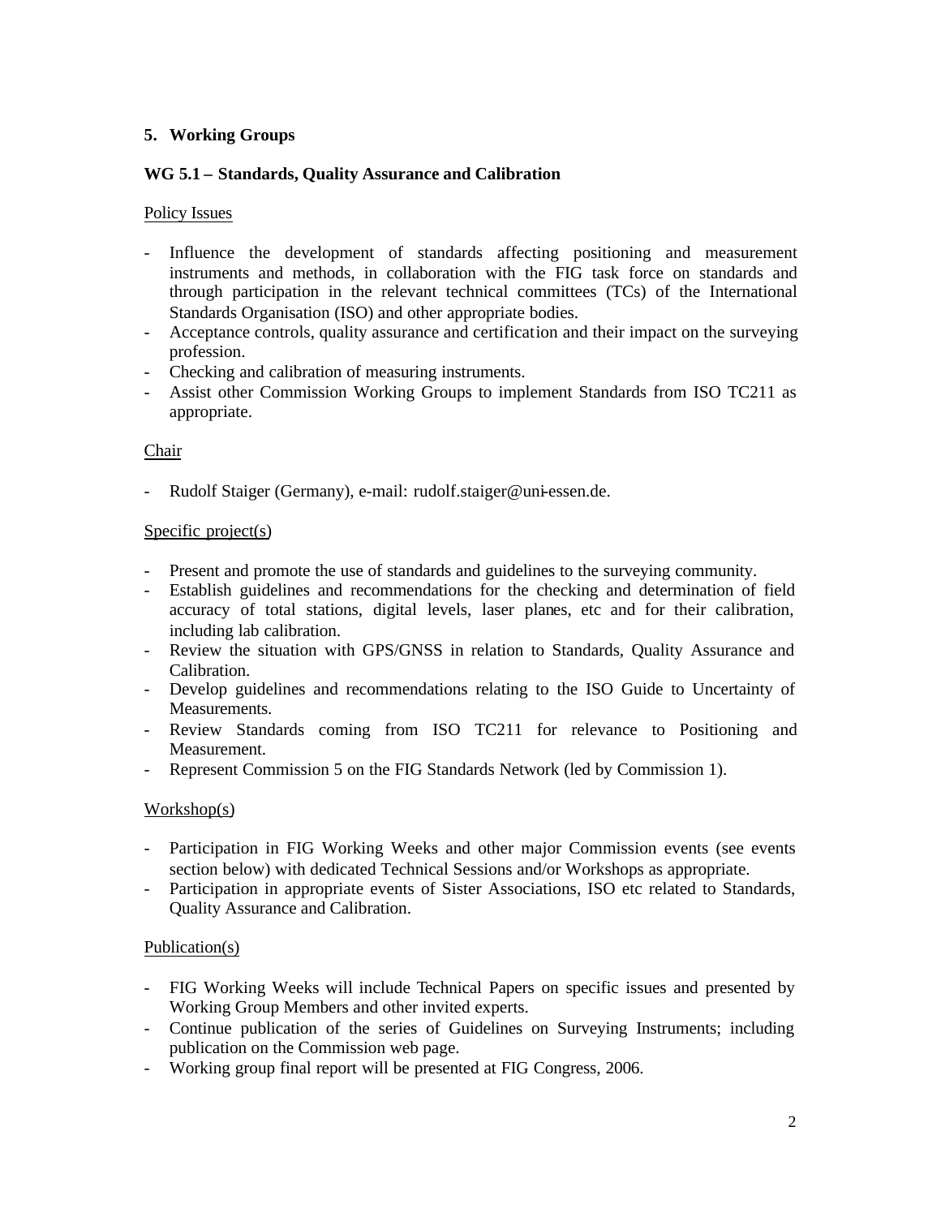## 5. Working Groups

### WG 5.1 – Standards, Quality Assurance and Calibration

Policy Issues

- Influence the development of standards affecting positioning and measurement instruments and methods, in collaboration with the FIG task force on standards and through participation in the relevant technical committees (TCs) of the International Standards Organisation (ISO) and other appropriate bodies.
- Acceptance controls, quality assurance and certification and their impact on the surveying profession.
- Checking and calibration of measuring instruments.
- Assist other Commission Working Groups to implement Standards from ISO TC211 as appropriate.

Chair

- Rudolf Staiger (Germany), e-mail: rudolf.staiger@uni-essen.de.

Specific project(s)

- Present and promote the use of standards and guidelines to the surveying community.
- Establish guidelines and recommendations for the checking and determination of field accuracy of total stations, digital levels, laser planes, etc and for their calibration, including lab calibration.
- Review the situation with GPS/GNSS in relation to Standards, Quality Assurance and Calibration.
- Develop guidelines and recommendations relating to the ISO Guide to Uncertainty of Measurements.
- Review Standards coming from ISO TC211 for relevance to Positioning and Measurement.
- Represent Commission 5 on the FIG Standards Network (led by Commission 1).

Workshop(s)

- Participation in FIG Working Weeks and other major Commission events (see events section below) with dedicated Technical Sessions and/or Workshops as appropriate.
- Participation in appropriate events of Sister Associations, ISO etc related to Standards, Quality Assurance and Calibration.

Publication(s)

- FIG Working Weeks will include Technical Papers on specific issues and presented by Working Group Members and other invited experts.
- Continue publication of the series of Guidelines on Surveying Instruments; including publication on the Commission web page.
- Working group final report will be presented at FIG Congress, 2006.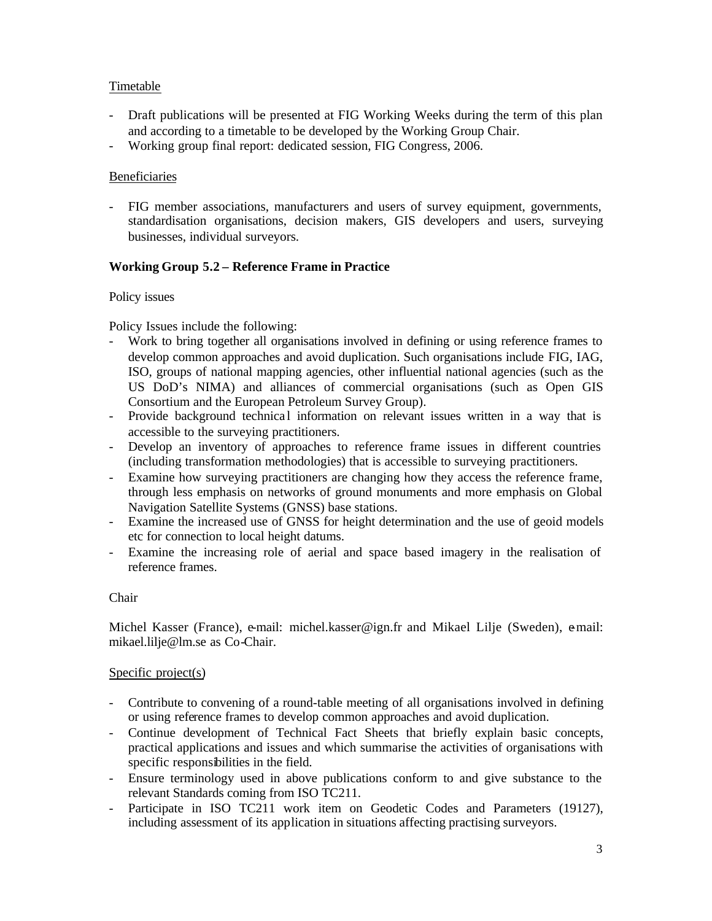Timetable

- Draft publications will be presented at FIG Working Weeks during the term of this plan and according to a timetable to be developed by the Working Group Chair.
- Working group final report: dedicated session, FIG Congress, 2006.

Beneficiaries

- FIG member associations, manufacturers and users of survey equipment, governments, standardisation organisations, decision makers, GIS developers and users, surveying businesses, individual surveyors.

**Working Group 5.2 – Reference Frame in Practice**

Policy issues

Policy Issues include the following:

- Work to bring together all organisations involved in defining or using reference frames to develop common approaches and avoid duplication. Such organisations include FIG, IAG, ISO, groups of national mapping agencies, other influential national agencies (such as the US DoD's NIMA) and alliances of commercial organisations (such as Open GIS Consortium and the European Petroleum Survey Group).
- Provide background technical information on relevant issues written in a way that is accessible to the surveying practitioners.
- Develop an inventory of approaches to reference frame issues in different countries (including transformation methodologies) that is accessible to surveying practitioners.
- Examine how surveying practitioners are changing how they access the reference frame, through less emphasis on networks of ground monuments and more emphasis on Global Navigation Satellite Systems (GNSS) base stations.
- Examine the increased use of GNSS for height determination and the use of geoid models etc for connection to local height datums.
- Examine the increasing role of aerial and space based imagery in the realisation of reference frames.

Chair

Michel Kasser (France), e-mail: michel.kasser@ign.fr and Mikael Lilje (Sweden), e-mail: mikael.lilje@lm.se as Co-Chair.

Specific project(s)

- Contribute to convening of a round-table meeting of all organisations involved in defining or using reference frames to develop common approaches and avoid duplication.
- Continue development of Technical Fact Sheets that briefly explain basic concepts, practical applications and issues and which summarise the activities of organisations with specific responsibilities in the field.
- Ensure terminology used in above publications conform to and give substance to the relevant Standards coming from ISO TC211.
- Participate in ISO TC211 work item on Geodetic Codes and Parameters (19127), including assessment of its application in situations affecting practising surveyors.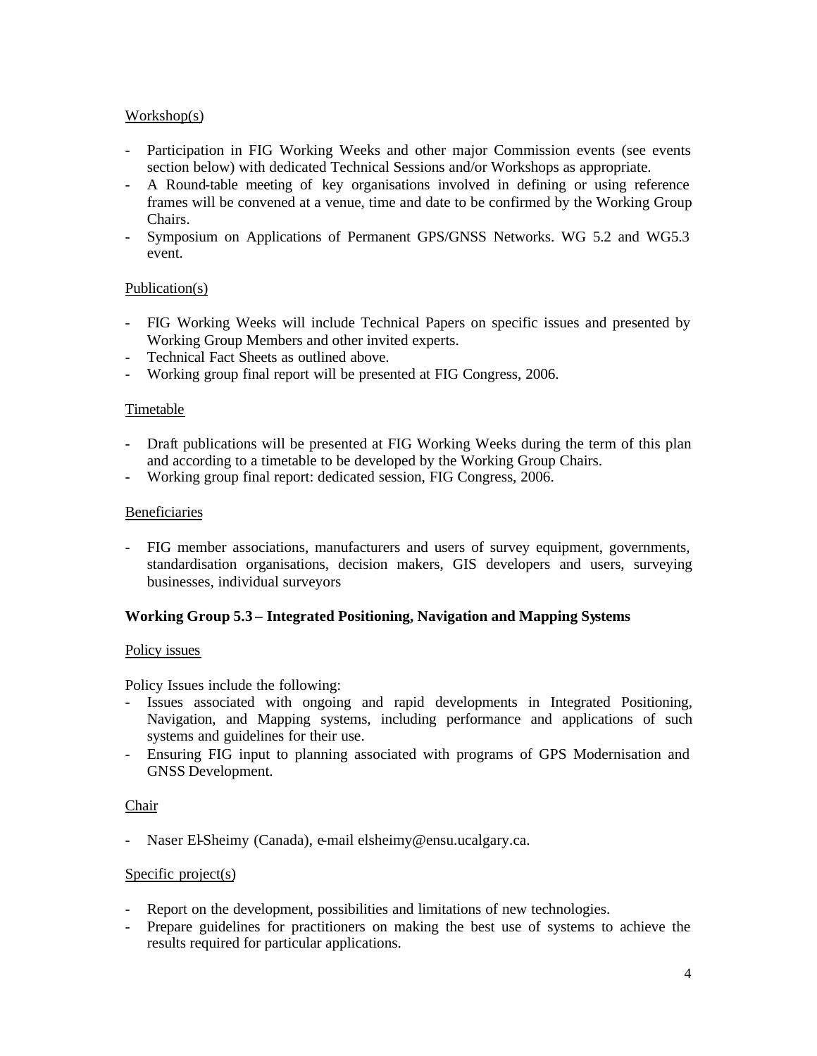Workshop(s)

- Participation in FIG Working Weeks and other major Commission events (see events section below) with dedicated Technical Sessions and/or Workshops as appropriate.
- A Round-table meeting of key organisations involved in defining or using reference frames will be convened at a venue, time and date to be confirmed by the Working Group Chairs.
- Symposium on Applications of Permanent GPS/GNSS Networks. WG 5.2 and WG5.3 event.

Publication(s)

- FIG Working Weeks will include Technical Papers on specific issues and presented by Working Group Members and other invited experts.
- Technical Fact Sheets as outlined above.
- Working group final report will be presented at FIG Congress, 2006.

Timetable

- Draft publications will be presented at FIG Working Weeks during the term of this plan and according to a timetable to be developed by the Working Group Chairs.
- Working group final report: dedicated session, FIG Congress, 2006.

Beneficiaries

- FIG member associations, manufacturers and users of survey equipment, governments, standardisation organisations, decision makers, GIS developers and users, surveying businesses, individual surveyors

**Working Group 5.3 – Integrated Positioning, Navigation and Mapping Systems**

Policy issues

Policy Issues include the following:
- Issues associated with ongoing and rapid developments in Integrated Positioning, Navigation, and Mapping systems, including performance and applications of such systems and guidelines for their use.
- Ensuring FIG input to planning associated with programs of GPS Modernisation and GNSS Development.

Chair

- Naser El-Sheimy (Canada), e-mail elsheimy@ensu.ucalgary.ca.

Specific project(s)

- Report on the development, possibilities and limitations of new technologies.
- Prepare guidelines for practitioners on making the best use of systems to achieve the results required for particular applications.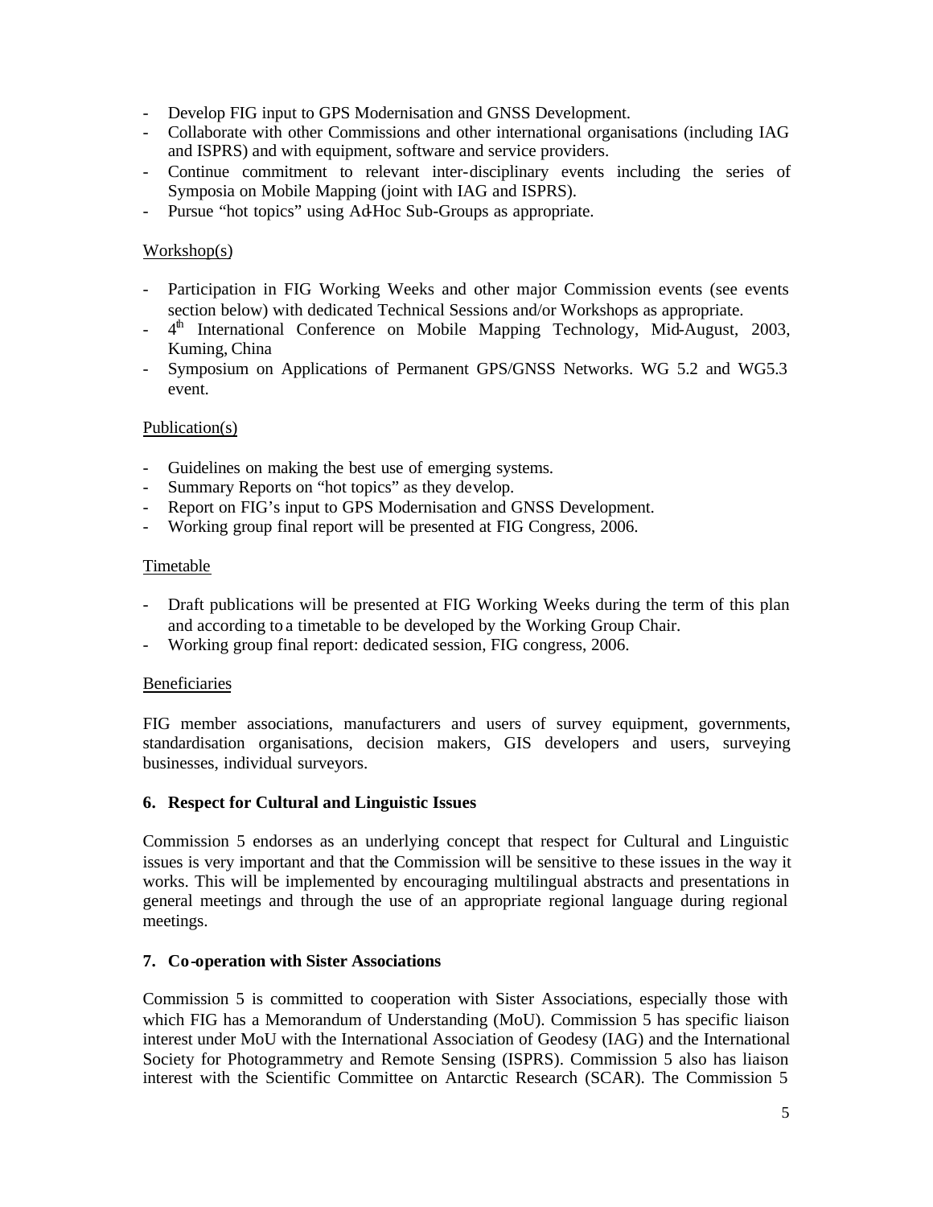- Develop FIG input to GPS Modernisation and GNSS Development.
- Collaborate with other Commissions and other international organisations (including IAG and ISPRS) and with equipment, software and service providers.
- Continue commitment to relevant inter-disciplinary events including the series of Symposia on Mobile Mapping (joint with IAG and ISPRS).
- Pursue "hot topics" using Ad-Hoc Sub-Groups as appropriate.

Workshop(s)

- Participation in FIG Working Weeks and other major Commission events (see events section below) with dedicated Technical Sessions and/or Workshops as appropriate.
- 4th International Conference on Mobile Mapping Technology, Mid-August, 2003, Kuming, China
- Symposium on Applications of Permanent GPS/GNSS Networks. WG 5.2 and WG5.3 event.

Publication(s)

- Guidelines on making the best use of emerging systems.
- Summary Reports on "hot topics" as they develop.
- Report on FIG's input to GPS Modernisation and GNSS Development.
- Working group final report will be presented at FIG Congress, 2006.

Timetable

- Draft publications will be presented at FIG Working Weeks during the term of this plan and according to a timetable to be developed by the Working Group Chair.
- Working group final report: dedicated session, FIG congress, 2006.

Beneficiaries

FIG member associations, manufacturers and users of survey equipment, governments, standardisation organisations, decision makers, GIS developers and users, surveying businesses, individual surveyors.

## 6. Respect for Cultural and Linguistic Issues

Commission 5 endorses as an underlying concept that respect for Cultural and Linguistic issues is very important and that the Commission will be sensitive to these issues in the way it works. This will be implemented by encouraging multilingual abstracts and presentations in general meetings and through the use of an appropriate regional language during regional meetings.

## 7. Co-operation with Sister Associations

Commission 5 is committed to cooperation with Sister Associations, especially those with which FIG has a Memorandum of Understanding (MoU). Commission 5 has specific liaison interest under MoU with the International Association of Geodesy (IAG) and the International Society for Photogrammetry and Remote Sensing (ISPRS). Commission 5 also has liaison interest with the Scientific Committee on Antarctic Research (SCAR). The Commission 5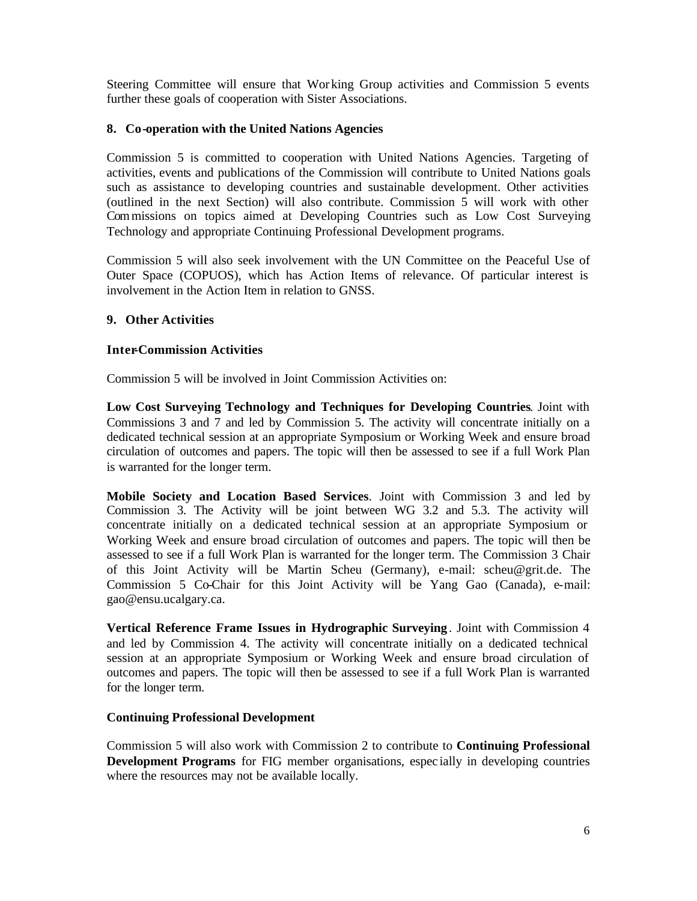Steering Committee will ensure that Working Group activities and Commission 5 events further these goals of cooperation with Sister Associations.

## 8. Co-operation with the United Nations Agencies

Commission 5 is committed to cooperation with United Nations Agencies. Targeting of activities, events and publications of the Commission will contribute to United Nations goals such as assistance to developing countries and sustainable development. Other activities (outlined in the next Section) will also contribute. Commission 5 will work with other Commissions on topics aimed at Developing Countries such as Low Cost Surveying Technology and appropriate Continuing Professional Development programs.

Commission 5 will also seek involvement with the UN Committee on the Peaceful Use of Outer Space (COPUOS), which has Action Items of relevance. Of particular interest is involvement in the Action Item in relation to GNSS.

## 9. Other Activities

### Inter-Commission Activities

Commission 5 will be involved in Joint Commission Activities on:

**Low Cost Surveying Technology and Techniques for Developing Countries**. Joint with Commissions 3 and 7 and led by Commission 5. The activity will concentrate initially on a dedicated technical session at an appropriate Symposium or Working Week and ensure broad circulation of outcomes and papers. The topic will then be assessed to see if a full Work Plan is warranted for the longer term.

**Mobile Society and Location Based Services**. Joint with Commission 3 and led by Commission 3. The Activity will be joint between WG 3.2 and 5.3. The activity will concentrate initially on a dedicated technical session at an appropriate Symposium or Working Week and ensure broad circulation of outcomes and papers. The topic will then be assessed to see if a full Work Plan is warranted for the longer term. The Commission 3 Chair of this Joint Activity will be Martin Scheu (Germany), e-mail: scheu@grit.de. The Commission 5 Co-Chair for this Joint Activity will be Yang Gao (Canada), e-mail: gao@ensu.ucalgary.ca.

**Vertical Reference Frame Issues in Hydrographic Surveying**. Joint with Commission 4 and led by Commission 4. The activity will concentrate initially on a dedicated technical session at an appropriate Symposium or Working Week and ensure broad circulation of outcomes and papers. The topic will then be assessed to see if a full Work Plan is warranted for the longer term.

### Continuing Professional Development

Commission 5 will also work with Commission 2 to contribute to **Continuing Professional Development Programs** for FIG member organisations, especially in developing countries where the resources may not be available locally.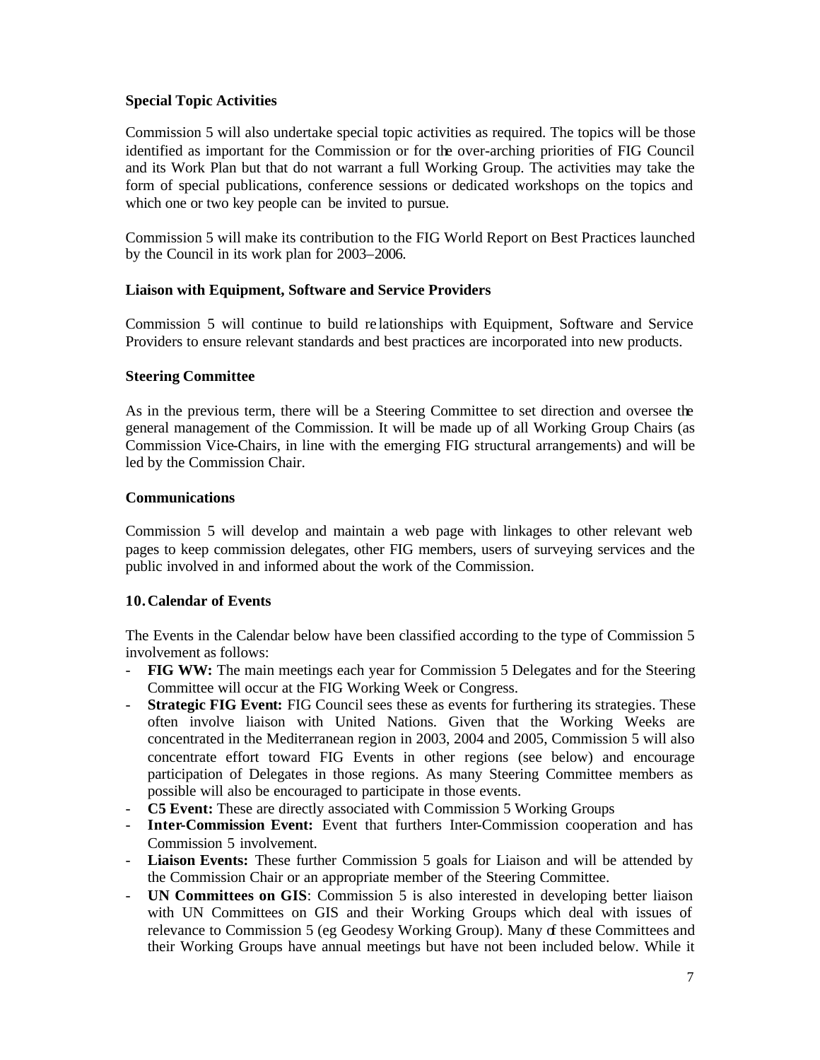### Special Topic Activities

Commission 5 will also undertake special topic activities as required. The topics will be those identified as important for the Commission or for the over-arching priorities of FIG Council and its Work Plan but that do not warrant a full Working Group. The activities may take the form of special publications, conference sessions or dedicated workshops on the topics and which one or two key people can be invited to pursue.

Commission 5 will make its contribution to the FIG World Report on Best Practices launched by the Council in its work plan for 2003–2006.

### Liaison with Equipment, Software and Service Providers

Commission 5 will continue to build relationships with Equipment, Software and Service Providers to ensure relevant standards and best practices are incorporated into new products.

### Steering Committee

As in the previous term, there will be a Steering Committee to set direction and oversee the general management of the Commission. It will be made up of all Working Group Chairs (as Commission Vice-Chairs, in line with the emerging FIG structural arrangements) and will be led by the Commission Chair.

### Communications

Commission 5 will develop and maintain a web page with linkages to other relevant web pages to keep commission delegates, other FIG members, users of surveying services and the public involved in and informed about the work of the Commission.

## 10. Calendar of Events

The Events in the Calendar below have been classified according to the type of Commission 5 involvement as follows:

- **FIG WW:** The main meetings each year for Commission 5 Delegates and for the Steering Committee will occur at the FIG Working Week or Congress.
- **Strategic FIG Event:** FIG Council sees these as events for furthering its strategies. These often involve liaison with United Nations. Given that the Working Weeks are concentrated in the Mediterranean region in 2003, 2004 and 2005, Commission 5 will also concentrate effort toward FIG Events in other regions (see below) and encourage participation of Delegates in those regions. As many Steering Committee members as possible will also be encouraged to participate in those events.
- **C5 Event:** These are directly associated with Commission 5 Working Groups
- **Inter-Commission Event:** Event that furthers Inter-Commission cooperation and has Commission 5 involvement.
- **Liaison Events:** These further Commission 5 goals for Liaison and will be attended by the Commission Chair or an appropriate member of the Steering Committee.
- **UN Committees on GIS**: Commission 5 is also interested in developing better liaison with UN Committees on GIS and their Working Groups which deal with issues of relevance to Commission 5 (eg Geodesy Working Group). Many of these Committees and their Working Groups have annual meetings but have not been included below. While it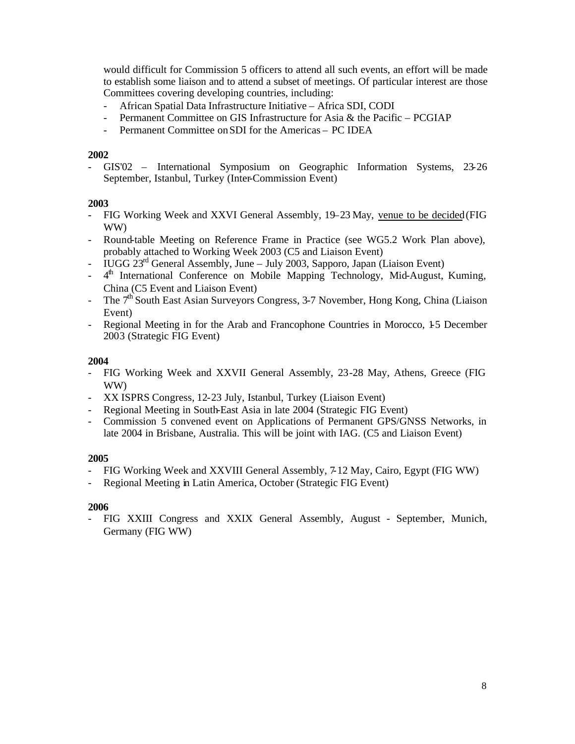would difficult for Commission 5 officers to attend all such events, an effort will be made to establish some liaison and to attend a subset of meetings. Of particular interest are those Committees covering developing countries, including:

- African Spatial Data Infrastructure Initiative – Africa SDI, CODI
- Permanent Committee on GIS Infrastructure for Asia & the Pacific – PCGIAP
- Permanent Committee on SDI for the Americas – PC IDEA

**2002**

- GIS'02 – International Symposium on Geographic Information Systems, 23-26 September, Istanbul, Turkey (Inter-Commission Event)

**2003**

- FIG Working Week and XXVI General Assembly, 19–23 May, venue to be decided (FIG WW)
- Round-table Meeting on Reference Frame in Practice (see WG5.2 Work Plan above), probably attached to Working Week 2003 (C5 and Liaison Event)
- IUGG 23rd General Assembly, June – July 2003, Sapporo, Japan (Liaison Event)
- 4th International Conference on Mobile Mapping Technology, Mid-August, Kuming, China (C5 Event and Liaison Event)
- The 7th South East Asian Surveyors Congress, 3-7 November, Hong Kong, China (Liaison Event)
- Regional Meeting in for the Arab and Francophone Countries in Morocco, 1-5 December 2003 (Strategic FIG Event)

**2004**

- FIG Working Week and XXVII General Assembly, 23-28 May, Athens, Greece (FIG WW)
- XX ISPRS Congress, 12-23 July, Istanbul, Turkey (Liaison Event)
- Regional Meeting in South-East Asia in late 2004 (Strategic FIG Event)
- Commission 5 convened event on Applications of Permanent GPS/GNSS Networks, in late 2004 in Brisbane, Australia. This will be joint with IAG. (C5 and Liaison Event)

**2005**

- FIG Working Week and XXVIII General Assembly, 7-12 May, Cairo, Egypt (FIG WW)
- Regional Meeting in Latin America, October (Strategic FIG Event)

**2006**

- FIG XXIII Congress and XXIX General Assembly, August - September, Munich, Germany (FIG WW)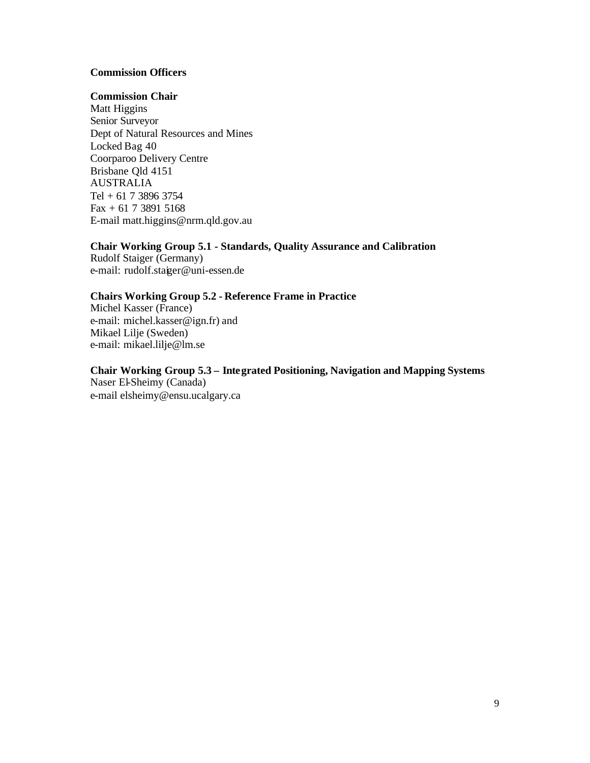**Commission Officers**

**Commission Chair**
Matt Higgins
Senior Surveyor
Dept of Natural Resources and Mines
Locked Bag 40
Coorparoo Delivery Centre
Brisbane Qld 4151
AUSTRALIA
Tel + 61 7 3896 3754
Fax + 61 7 3891 5168
E-mail matt.higgins@nrm.qld.gov.au

**Chair Working Group 5.1 - Standards, Quality Assurance and Calibration**
Rudolf Staiger (Germany)
e-mail: rudolf.staiger@uni-essen.de

**Chairs Working Group 5.2 - Reference Frame in Practice**
Michel Kasser (France)
e-mail: michel.kasser@ign.fr) and
Mikael Lilje (Sweden)
e-mail: mikael.lilje@lm.se

**Chair Working Group 5.3 – Integrated Positioning, Navigation and Mapping Systems**
Naser El-Sheimy (Canada)
e-mail elsheimy@ensu.ucalgary.ca